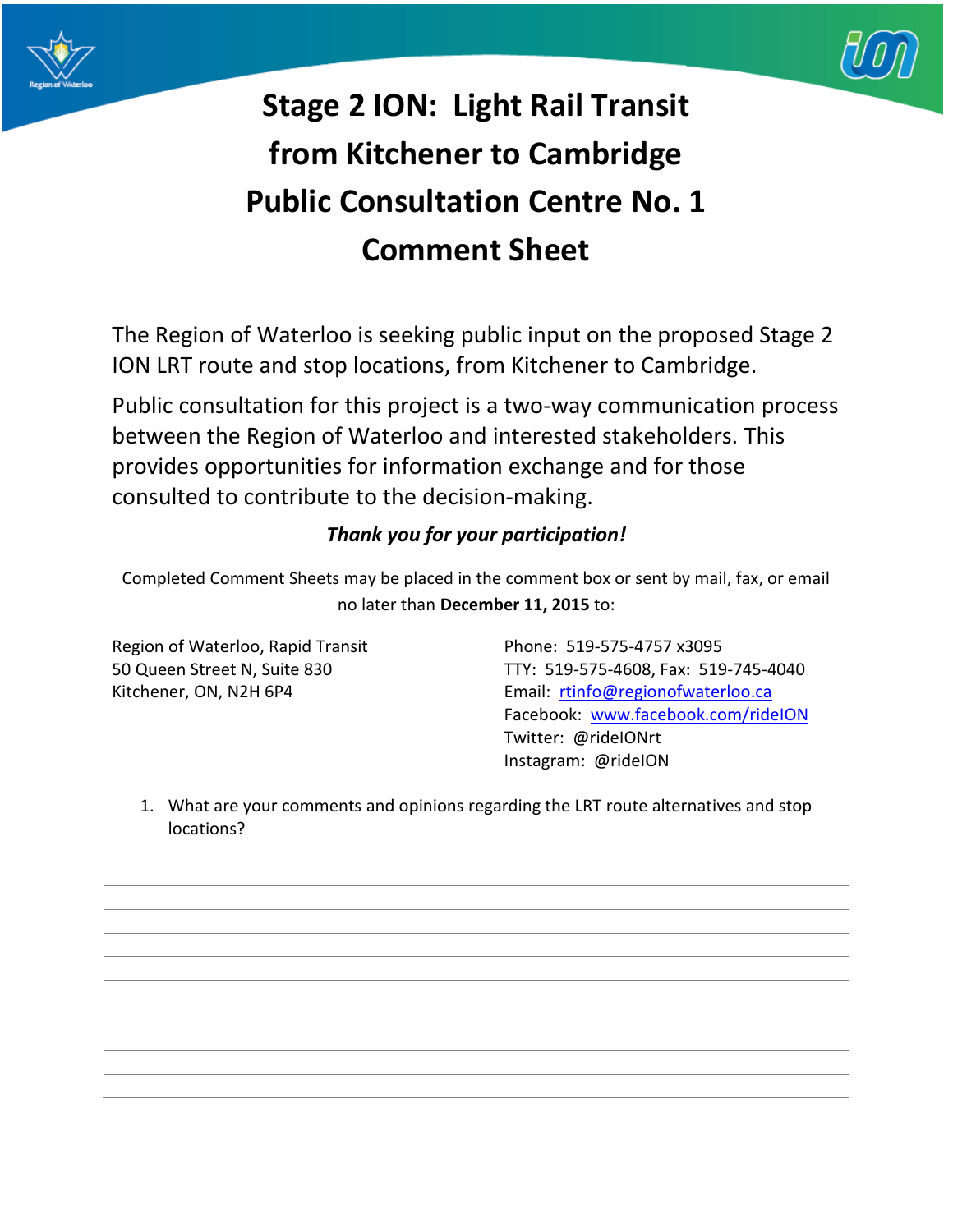# Stage 2 ION: Light Rail Transit from Kitchener to Cambridge Public Consultation Centre No. 1 Comment Sheet

The Region of Waterloo is seeking public input on the proposed Stage 2 ION LRT route and stop locations, from Kitchener to Cambridge.

Public consultation for this project is a two-way communication process between the Region of Waterloo and interested stakeholders. This provides opportunities for information exchange and for those consulted to contribute to the decision-making.

***Thank you for your participation!***

Completed Comment Sheets may be placed in the comment box or sent by mail, fax, or email no later than **December 11, 2015** to:

Region of Waterloo, Rapid Transit
50 Queen Street N, Suite 830
Kitchener, ON, N2H 6P4

Phone: 519-575-4757 x3095
TTY: 519-575-4608, Fax: 519-745-4040
Email: rtinfo@regionofwaterloo.ca
Facebook: www.facebook.com/rideION
Twitter: @rideIONrt
Instagram: @rideION

1. What are your comments and opinions regarding the LRT route alternatives and stop locations?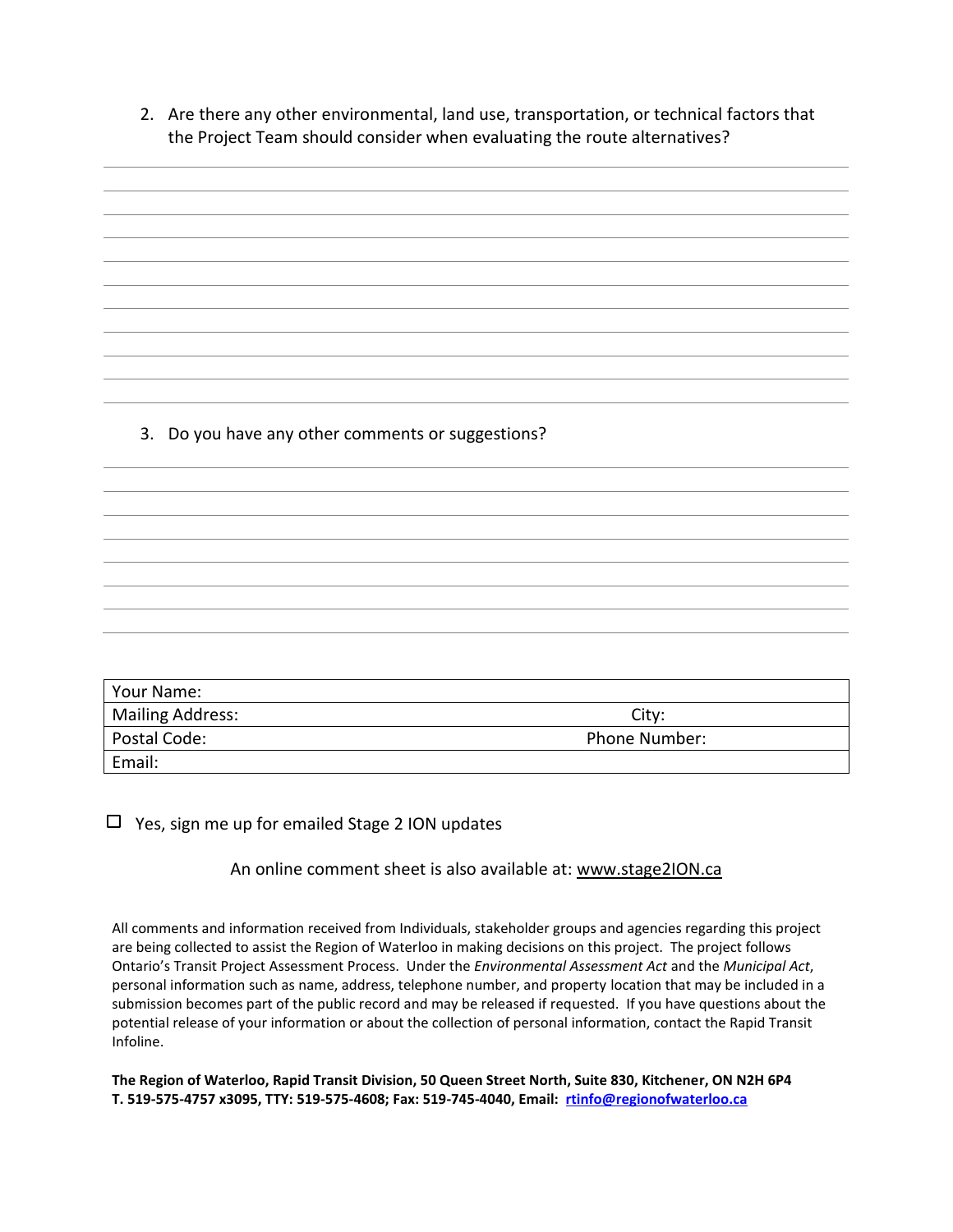2. Are there any other environmental, land use, transportation, or technical factors that the Project Team should consider when evaluating the route alternatives?

3. Do you have any other comments or suggestions?

| | |
|---|---|
| Your Name: | |
| Mailing Address: | City: |
| Postal Code: | Phone Number: |
| Email: | |

☐ Yes, sign me up for emailed Stage 2 ION updates

An online comment sheet is also available at: www.stage2ION.ca

All comments and information received from Individuals, stakeholder groups and agencies regarding this project are being collected to assist the Region of Waterloo in making decisions on this project. The project follows Ontario's Transit Project Assessment Process. Under the *Environmental Assessment Act* and the *Municipal Act*, personal information such as name, address, telephone number, and property location that may be included in a submission becomes part of the public record and may be released if requested. If you have questions about the potential release of your information or about the collection of personal information, contact the Rapid Transit Infoline.

**The Region of Waterloo, Rapid Transit Division, 50 Queen Street North, Suite 830, Kitchener, ON N2H 6P4**
**T. 519-575-4757 x3095, TTY: 519-575-4608; Fax: 519-745-4040, Email: rtinfo@regionofwaterloo.ca**